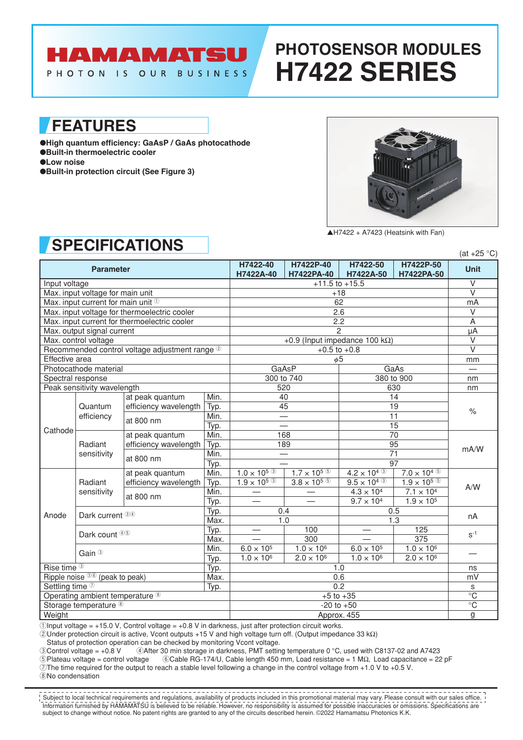HAMAMATSU

PHOTON IS OUR BUSINESS

# PHOTOSENSOR MODULES H7422 SERIES

## FEATURES

- **High quantum efficiency: GaAsP / GaAs photocathode**
- **Built-in thermoelectric cooler**
- **Low noise**
- **Built-in protection circuit (See Figure 3)**

▲H7422 + A7423 (Heatsink with Fan)

## SPECIFICATIONS

(at +25 °C)

| Parameter | | | | H7422-40 H7422A-40 | H7422P-40 H7422PA-40 | H7422-50 H7422A-50 | H7422P-50 H7422PA-50 | Unit |
|---|---|---|---|---|---|---|---|---|
| Input voltage | | | | +11.5 to +15.5 | | | | V |
| Max. input voltage for main unit | | | | +18 | | | | V |
| Max. input current for main unit ① | | | | 62 | | | | mA |
| Max. input voltage for thermoelectric cooler | | | | 2.6 | | | | V |
| Max. input current for thermoelectric cooler | | | | 2.2 | | | | A |
| Max. output signal current | | | | 2 | | | | μA |
| Max. control voltage | | | | +0.9 (Input impedance 100 kΩ) | | | | V |
| Recommended control voltage adjustment range ② | | | | +0.5 to +0.8 | | | | V |
| Effective area | | | | $\phi$5 | | | | mm |
| Photocathode material | | | | GaAsP | | GaAs | | — |
| Spectral response | | | | 300 to 740 | | 380 to 900 | | nm |
| Peak sensitivity wavelength | | | | 520 | | 630 | | nm |
| Cathode | Quantum efficiency | at peak quantum efficiency wavelength | Min. | 40 | | 14 | | % |
| | | | Typ. | 45 | | 19 | | |
| | | at 800 nm | Min. | — | | 11 | | |
| | | | Typ. | — | | 15 | | |
| | Radiant sensitivity | at peak quantum efficiency wavelength | Min. | 168 | | 70 | | mA/W |
| | | | Typ. | 189 | | 95 | | |
| | | at 800 nm | Min. | — | | 71 | | |
| | | | Typ. | — | | 97 | | |
| Anode | Radiant sensitivity | at peak quantum efficiency wavelength | Min. | $1.0 \times 10^5$ ③ | $1.7 \times 10^5$ ⑤ | $4.2 \times 10^4$ ③ | $7.0 \times 10^4$ ⑤ | A/W |
| | | | Typ. | $1.9 \times 10^5$ ③ | $3.8 \times 10^5$ ⑤ | $9.5 \times 10^4$ ③ | $1.9 \times 10^5$ ⑤ | |
| | | at 800 nm | Min. | — | — | $4.3 \times 10^4$ | $7.1 \times 10^4$ | |
| | | | Typ. | — | — | $9.7 \times 10^4$ | $1.9 \times 10^5$ | |
| | Dark current ③④ | | Typ. | 0.4 | | 0.5 | | nA |
| | | | Max. | 1.0 | | 1.3 | | |
| | Dark count ④⑤ | | Typ. | — | 100 | — | 125 | $s^{-1}$ |
| | | | Max. | — | 300 | — | 375 | |
| | Gain ③ | | Min. | $6.0 \times 10^5$ | $1.0 \times 10^6$ | $6.0 \times 10^5$ | $1.0 \times 10^6$ | — |
| | | | Typ. | $1.0 \times 10^6$ | $2.0 \times 10^6$ | $1.0 \times 10^6$ | $2.0 \times 10^6$ | |
| Rise time ③ | | | Typ. | 1.0 | | | | ns |
| Ripple noise ③⑥ (peak to peak) | | | Max. | 0.6 | | | | mV |
| Settling time ⑦ | | | Typ. | 0.2 | | | | s |
| Operating ambient temperature ⑧ | | | | +5 to +35 | | | | °C |
| Storage temperature ⑧ | | | | -20 to +50 | | | | °C |
| Weight | | | | Approx. 455 | | | | g |

①Input voltage = +15.0 V, Control voltage = +0.8 V in darkness, just after protection circuit works.
②Under protection circuit is active, Vcont outputs +15 V and high voltage turn off. (Output impedance 33 kΩ)
Status of protection operation can be checked by monitoring Vcont voltage.
③Control voltage = +0.8 V ④After 30 min storage in darkness, PMT setting temperature 0 °C, used with C8137-02 and A7423
⑤Plateau voltage = control voltage ⑥Cable RG-174/U, Cable length 450 mm, Load resistance = 1 MΩ, Load capacitance = 22 pF
⑦The time required for the output to reach a stable level following a change in the control voltage from +1.0 V to +0.5 V.
⑧No condensation

Subject to local technical requirements and regulations, availability of products included in this promotional material may vary. Please consult with our sales office.
Information furnished by HAMAMATSU is believed to be reliable. However, no responsibility is assumed for possible inaccuracies or omissions. Specifications are subject to change without notice. No patent rights are granted to any of the circuits described herein. ©2022 Hamamatsu Photonics K.K.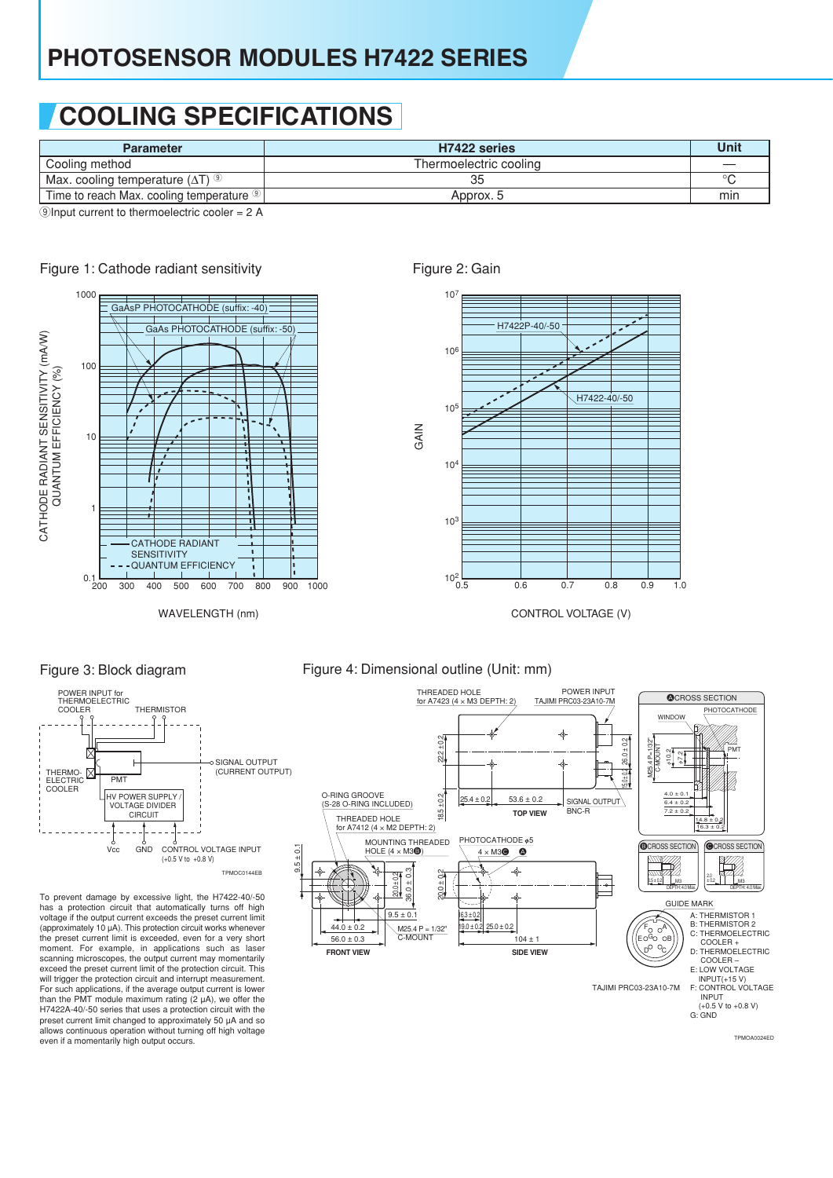## COOLING SPECIFICATIONS

| Parameter | H7422 series | Unit |
|---|---|---|
| Cooling method | Thermoelectric cooling | — |
| Max. cooling temperature (ΔT) ⑨ | 35 | °C |
| Time to reach Max. cooling temperature ⑨ | Approx. 5 | min |

⑨Input current to thermoelectric cooler = 2 A

Figure 1: Cathode radiant sensitivity

Figure 2: Gain

Figure 3: Block diagram

To prevent damage by excessive light, the H7422-40/-50 has a protection circuit that automatically turns off high voltage if the output current exceeds the preset current limit (approximately 10 µA). This protection circuit works whenever the preset current limit is exceeded, even for a very short moment. For example, in applications such as laser scanning microscopes, the output current may momentarily exceed the preset current limit of the protection circuit. This will trigger the protection circuit and interrupt measurement. For such applications, if the average output current is lower than the PMT module maximum rating (2 µA), we offer the H7422A-40/-50 series that uses a protection circuit with the preset current limit changed to approximately 50 µA and so allows continuous operation without turning off high voltage even if a momentarily high output occurs.

Figure 4: Dimensional outline (Unit: mm)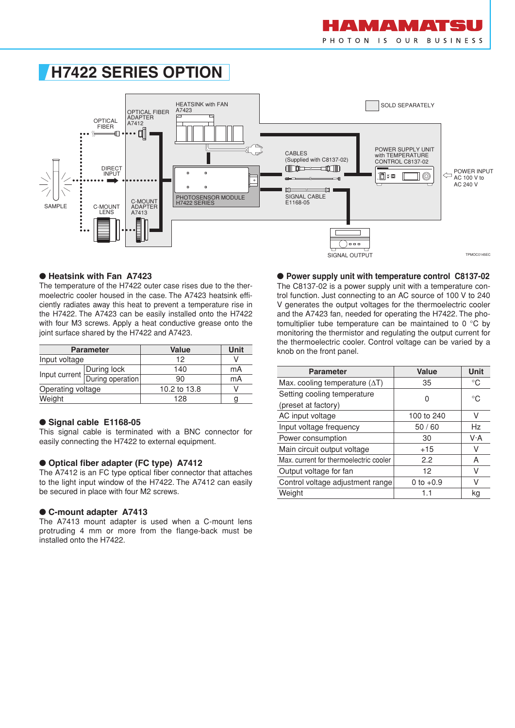# H7422 SERIES OPTION

SOLD SEPARATELY

HEATSINK with FAN A7423

OPTICAL FIBER ADAPTER A7412

OPTICAL FIBER

DIRECT INPUT

SAMPLE

C-MOUNT LENS

C-MOUNT ADAPTER A7413

PHOTOSENSOR MODULE H7422 SERIES

CABLES (Supplied with C8137-02)

SIGNAL CABLE E1168-05

POWER SUPPLY UNIT with TEMPERATURE CONTROL C8137-02

POWER INPUT AC 100 V to AC 240 V

SIGNAL OUTPUT

TPMOC0145EC

## ● Heatsink with Fan A7423

The temperature of the H7422 outer case rises due to the thermoelectric cooler housed in the case. The A7423 heatsink efficiently radiates away this heat to prevent a temperature rise in the H7422. The A7423 can be easily installed onto the H7422 with four M3 screws. Apply a heat conductive grease onto the joint surface shared by the H7422 and A7423.

| Parameter | | Value | Unit |
|---|---|---|---|
| Input voltage | | 12 | V |
| Input current | During lock | 140 | mA |
| | During operation | 90 | mA |
| Operating voltage | | 10.2 to 13.8 | V |
| Weight | | 128 | g |

## ● Signal cable E1168-05

This signal cable is terminated with a BNC connector for easily connecting the H7422 to external equipment.

## ● Optical fiber adapter (FC type) A7412

The A7412 is an FC type optical fiber connector that attaches to the light input window of the H7422. The A7412 can easily be secured in place with four M2 screws.

## ● C-mount adapter A7413

The A7413 mount adapter is used when a C-mount lens protruding 4 mm or more from the flange-back must be installed onto the H7422.

## ● Power supply unit with temperature control C8137-02

The C8137-02 is a power supply unit with a temperature control function. Just connecting to an AC source of 100 V to 240 V generates the output voltages for the thermoelectric cooler and the A7423 fan, needed for operating the H7422. The photomultiplier tube temperature can be maintained to 0 °C by monitoring the thermistor and regulating the output current for the thermoelectric cooler. Control voltage can be varied by a knob on the front panel.

| Parameter | Value | Unit |
|---|---|---|
| Max. cooling temperature (ΔT) | 35 | °C |
| Setting cooling temperature (preset at factory) | 0 | °C |
| AC input voltage | 100 to 240 | V |
| Input voltage frequency | 50 / 60 | Hz |
| Power consumption | 30 | V·A |
| Main circuit output voltage | +15 | V |
| Max. current for thermoelectric cooler | 2.2 | A |
| Output voltage for fan | 12 | V |
| Control voltage adjustment range | 0 to +0.9 | V |
| Weight | 1.1 | kg |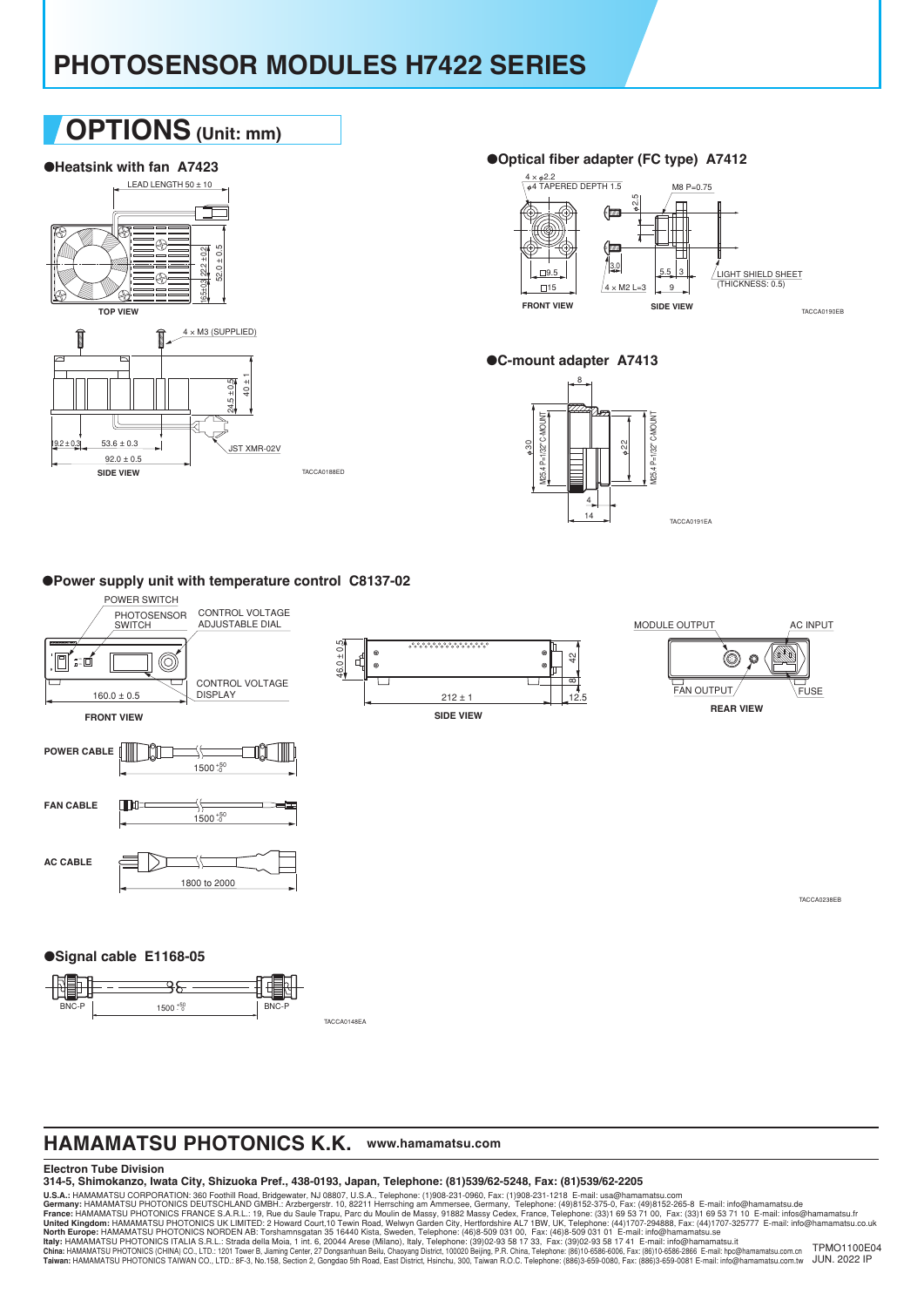# PHOTOSENSOR MODULES H7422 SERIES

## OPTIONS (Unit: mm)

### ●Heatsink with fan A7423

LEAD LENGTH 50 ± 10

22.2 ± 0.2
52.0 ± 0.5
65 ± 0.3

TOP VIEW

4 × M3 (SUPPLIED)

24.5 ± 0.5
40 ± 1
9.2 ± 0.3
53.6 ± 0.3
92.0 ± 0.5
JST XMR-02V

SIDE VIEW

TACCA0188ED

### ●Optical fiber adapter (FC type) A7412

4 × ϕ2.2
ϕ4 TAPERED DEPTH 1.5
M8 P=0.75
ϕ2.5
□9.5
□15
3.0
4 × M2 L=3
5.5
3
9
LIGHT SHIELD SHEET (THICKNESS: 0.5)

FRONT VIEW

SIDE VIEW

TACCA0190EB

### ●C-mount adapter A7413

8
ϕ30
M25.4 P=1/32" C-MOUNT
ϕ22
M25.4 P=1/32" C-MOUNT
4
14

TACCA0191EA

### ●Power supply unit with temperature control C8137-02

POWER SWITCH
PHOTOSENSOR SWITCH
CONTROL VOLTAGE ADJUSTABLE DIAL
CONTROL VOLTAGE DISPLAY
160.0 ± 0.5

FRONT VIEW

46.0 ± 0.5
42
8
212 ± 1
12.5

SIDE VIEW

MODULE OUTPUT
AC INPUT
FAN OUTPUT
FUSE

REAR VIEW

POWER CABLE 1500 $^{+50}_{-0}$

FAN CABLE 1500 $^{+50}_{-0}$

AC CABLE 1800 to 2000

TACCA0238EB

### ●Signal cable E1168-05

BNC-P
1500 $^{+50}_{-0}$
BNC-P

TACCA0148EA

## HAMAMATSU PHOTONICS K.K. www.hamamatsu.com

**Electron Tube Division**
**314-5, Shimokanzo, Iwata City, Shizuoka Pref., 438-0193, Japan, Telephone: (81)539/62-5248, Fax: (81)539/62-2205**

**U.S.A.:** HAMAMATSU CORPORATION: 360 Foothill Road, Bridgewater, NJ 08807, U.S.A., Telephone: (1)908-231-0960, Fax: (1)908-231-1218 E-mail: usa@hamamatsu.com
**Germany:** HAMAMATSU PHOTONICS DEUTSCHLAND GMBH.: Arzbergerstr. 10, 82211 Herrsching am Ammersee, Germany, Telephone: (49)8152-375-0, Fax: (49)8152-265-8 E-mail: info@hamamatsu.de
**France:** HAMAMATSU PHOTONICS FRANCE S.A.R.L.: 19, Rue du Saule Trapu, Parc du Moulin de Massy, 91882 Massy Cedex, France, Telephone: (33)1 69 53 71 00, Fax: (33)1 69 53 71 10 E-mail: infos@hamamatsu.fr
**United Kingdom:** HAMAMATSU PHOTONICS UK LIMITED: 2 Howard Court,10 Tewin Road, Welwyn Garden City, Hertfordshire AL7 1BW, UK, Telephone: (44)1707-294888, Fax: (44)1707-325777 E-mail: info@hamamatsu.co.uk
**North Europe:** HAMAMATSU PHOTONICS NORDEN AB: Torshamnsgatan 35 16440 Kista, Sweden, Telephone: (46)8-509 031 00, Fax: (46)8-509 031 01 E-mail: info@hamamatsu.se
**Italy:** HAMAMATSU PHOTONICS ITALIA S.R.L.: Strada della Moia, 1 int. 6, 20044 Arese (Milano), Italy, Telephone: (39)02-93 58 17 33, Fax: (39)02-93 58 17 41 E-mail: info@hamamatsu.it
**China:** HAMAMATSU PHOTONICS (CHINA) CO., LTD.: 1201 Tower B, Jiaming Center, 27 Dongsanhuan Beilu, Chaoyang District, 100020 Beijing, P.R. China, Telephone: (86)10-6586-6006, Fax: (86)10-6586-2866 E-mail: hpc@hamamatsu.com.cn
**Taiwan:** HAMAMATSU PHOTONICS TAIWAN CO., LTD.: 8F-3, No.158, Section 2, Gongdao 5th Road, East District, Hsinchu, 300, Taiwan R.O.C. Telephone: (886)3-659-0080, Fax: (886)3-659-0081 E-mail: info@hamamatsu.com.tw

TPMO1100E04
JUN. 2022 IP